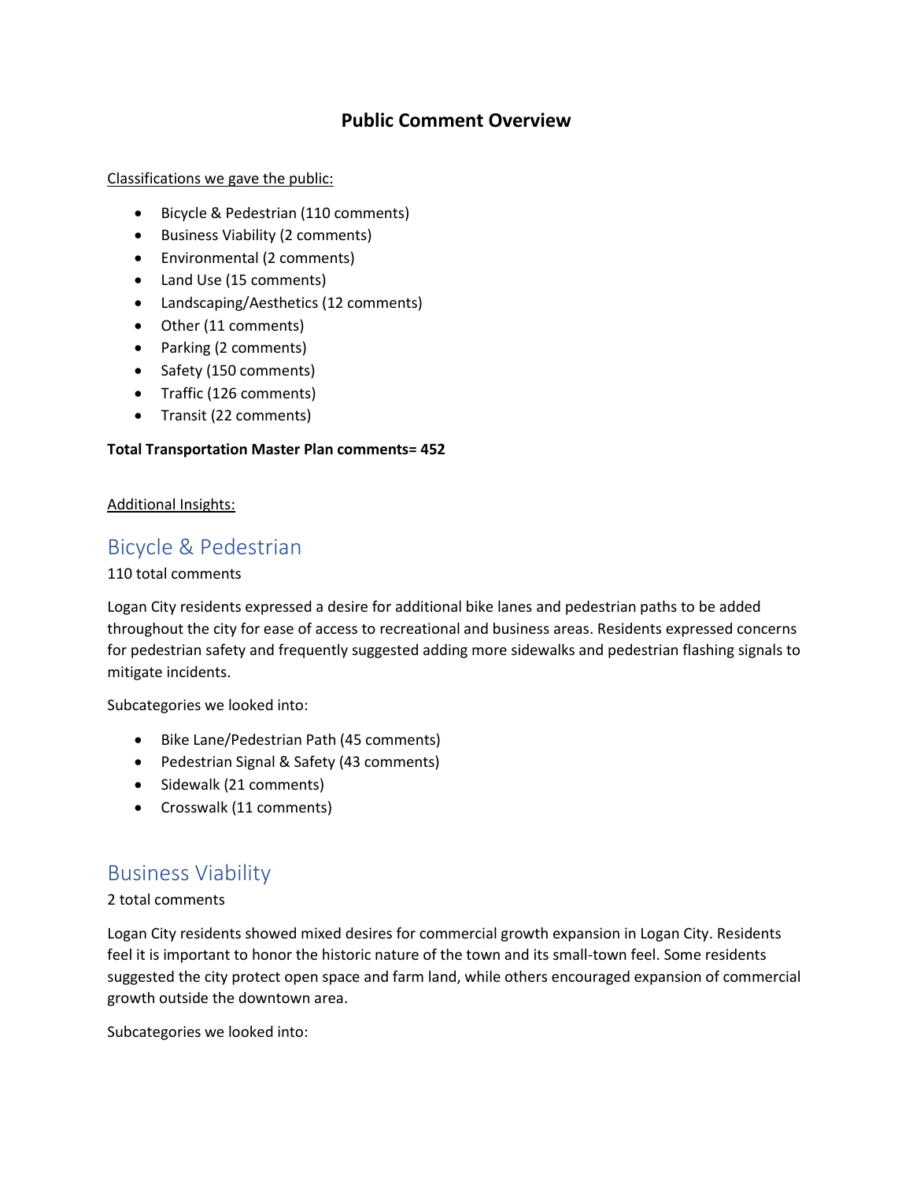# Public Comment Overview

<u>Classifications we gave the public:</u>

- Bicycle & Pedestrian (110 comments)
- Business Viability (2 comments)
- Environmental (2 comments)
- Land Use (15 comments)
- Landscaping/Aesthetics (12 comments)
- Other (11 comments)
- Parking (2 comments)
- Safety (150 comments)
- Traffic (126 comments)
- Transit (22 comments)

**Total Transportation Master Plan comments= 452**

<u>Additional Insights:</u>

## Bicycle & Pedestrian

110 total comments

Logan City residents expressed a desire for additional bike lanes and pedestrian paths to be added throughout the city for ease of access to recreational and business areas. Residents expressed concerns for pedestrian safety and frequently suggested adding more sidewalks and pedestrian flashing signals to mitigate incidents.

Subcategories we looked into:

- Bike Lane/Pedestrian Path (45 comments)
- Pedestrian Signal & Safety (43 comments)
- Sidewalk (21 comments)
- Crosswalk (11 comments)

## Business Viability

2 total comments

Logan City residents showed mixed desires for commercial growth expansion in Logan City. Residents feel it is important to honor the historic nature of the town and its small-town feel. Some residents suggested the city protect open space and farm land, while others encouraged expansion of commercial growth outside the downtown area.

Subcategories we looked into: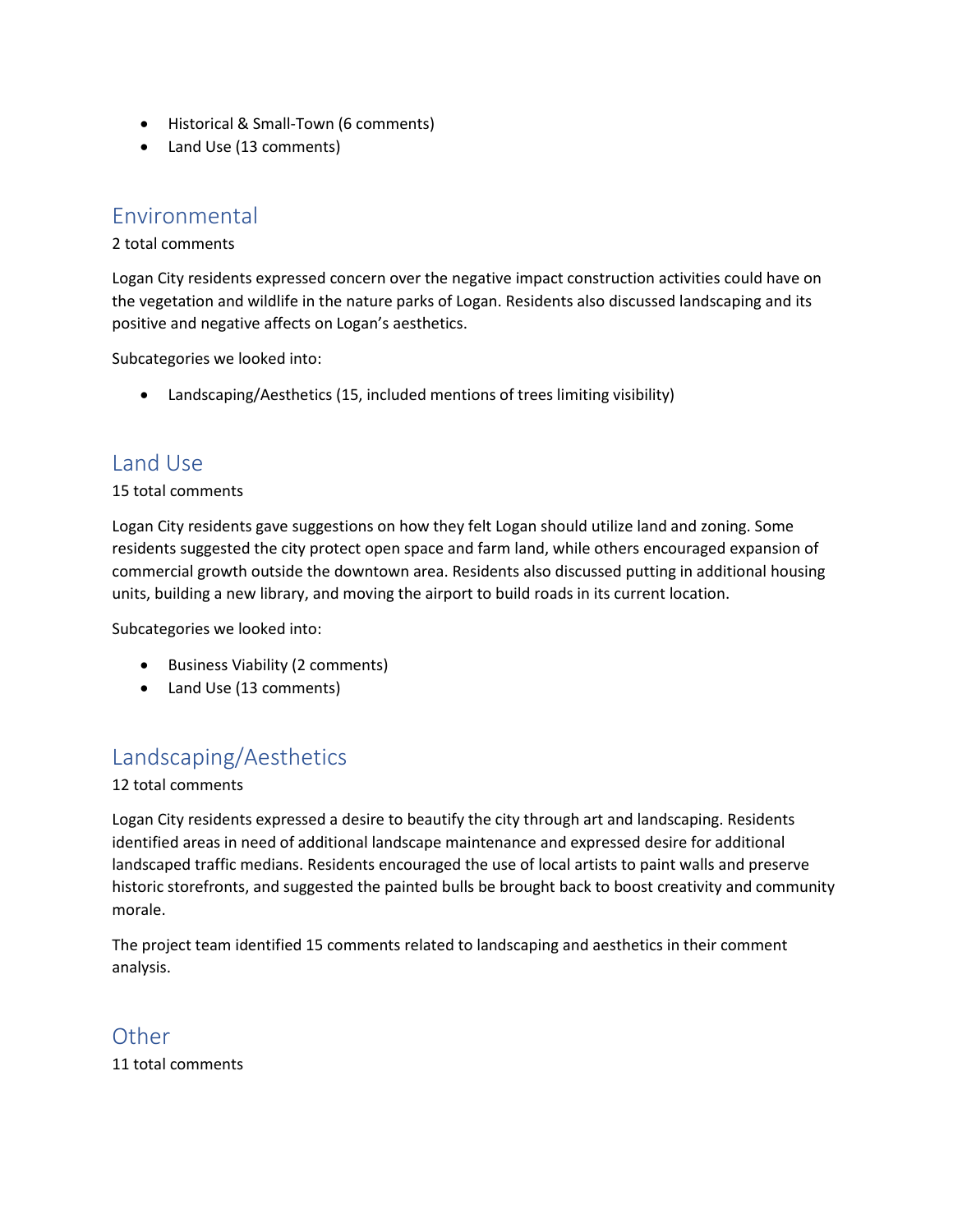- Historical & Small-Town (6 comments)
- Land Use (13 comments)

## Environmental

2 total comments

Logan City residents expressed concern over the negative impact construction activities could have on the vegetation and wildlife in the nature parks of Logan. Residents also discussed landscaping and its positive and negative affects on Logan's aesthetics.

Subcategories we looked into:

- Landscaping/Aesthetics (15, included mentions of trees limiting visibility)

## Land Use

15 total comments

Logan City residents gave suggestions on how they felt Logan should utilize land and zoning. Some residents suggested the city protect open space and farm land, while others encouraged expansion of commercial growth outside the downtown area. Residents also discussed putting in additional housing units, building a new library, and moving the airport to build roads in its current location.

Subcategories we looked into:

- Business Viability (2 comments)
- Land Use (13 comments)

## Landscaping/Aesthetics

12 total comments

Logan City residents expressed a desire to beautify the city through art and landscaping. Residents identified areas in need of additional landscape maintenance and expressed desire for additional landscaped traffic medians. Residents encouraged the use of local artists to paint walls and preserve historic storefronts, and suggested the painted bulls be brought back to boost creativity and community morale.

The project team identified 15 comments related to landscaping and aesthetics in their comment analysis.

## Other

11 total comments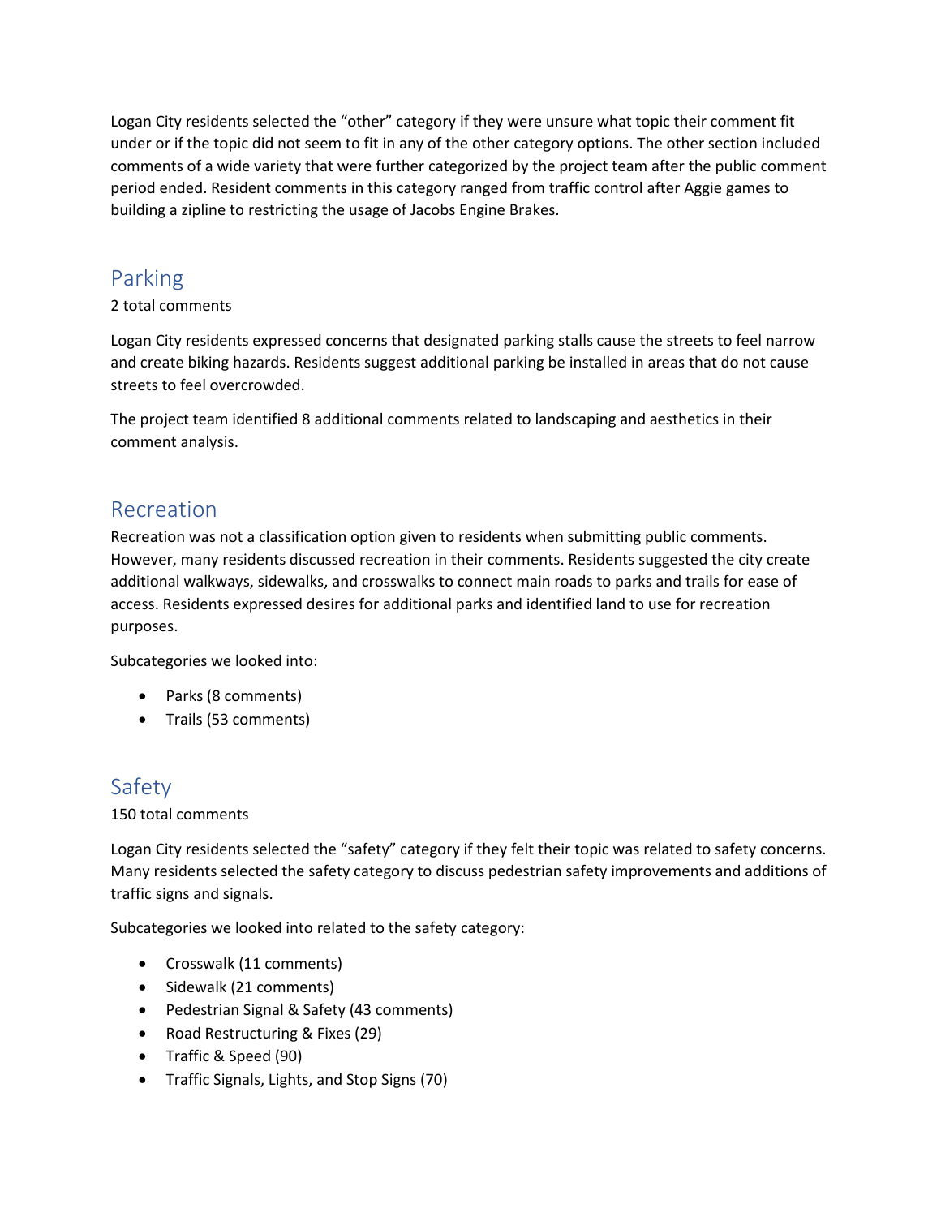Logan City residents selected the “other” category if they were unsure what topic their comment fit under or if the topic did not seem to fit in any of the other category options. The other section included comments of a wide variety that were further categorized by the project team after the public comment period ended. Resident comments in this category ranged from traffic control after Aggie games to building a zipline to restricting the usage of Jacobs Engine Brakes.

## Parking

2 total comments

Logan City residents expressed concerns that designated parking stalls cause the streets to feel narrow and create biking hazards. Residents suggest additional parking be installed in areas that do not cause streets to feel overcrowded.

The project team identified 8 additional comments related to landscaping and aesthetics in their comment analysis.

## Recreation

Recreation was not a classification option given to residents when submitting public comments. However, many residents discussed recreation in their comments. Residents suggested the city create additional walkways, sidewalks, and crosswalks to connect main roads to parks and trails for ease of access. Residents expressed desires for additional parks and identified land to use for recreation purposes.

Subcategories we looked into:

- Parks (8 comments)
- Trails (53 comments)

## Safety

150 total comments

Logan City residents selected the “safety” category if they felt their topic was related to safety concerns. Many residents selected the safety category to discuss pedestrian safety improvements and additions of traffic signs and signals.

Subcategories we looked into related to the safety category:

- Crosswalk (11 comments)
- Sidewalk (21 comments)
- Pedestrian Signal & Safety (43 comments)
- Road Restructuring & Fixes (29)
- Traffic & Speed (90)
- Traffic Signals, Lights, and Stop Signs (70)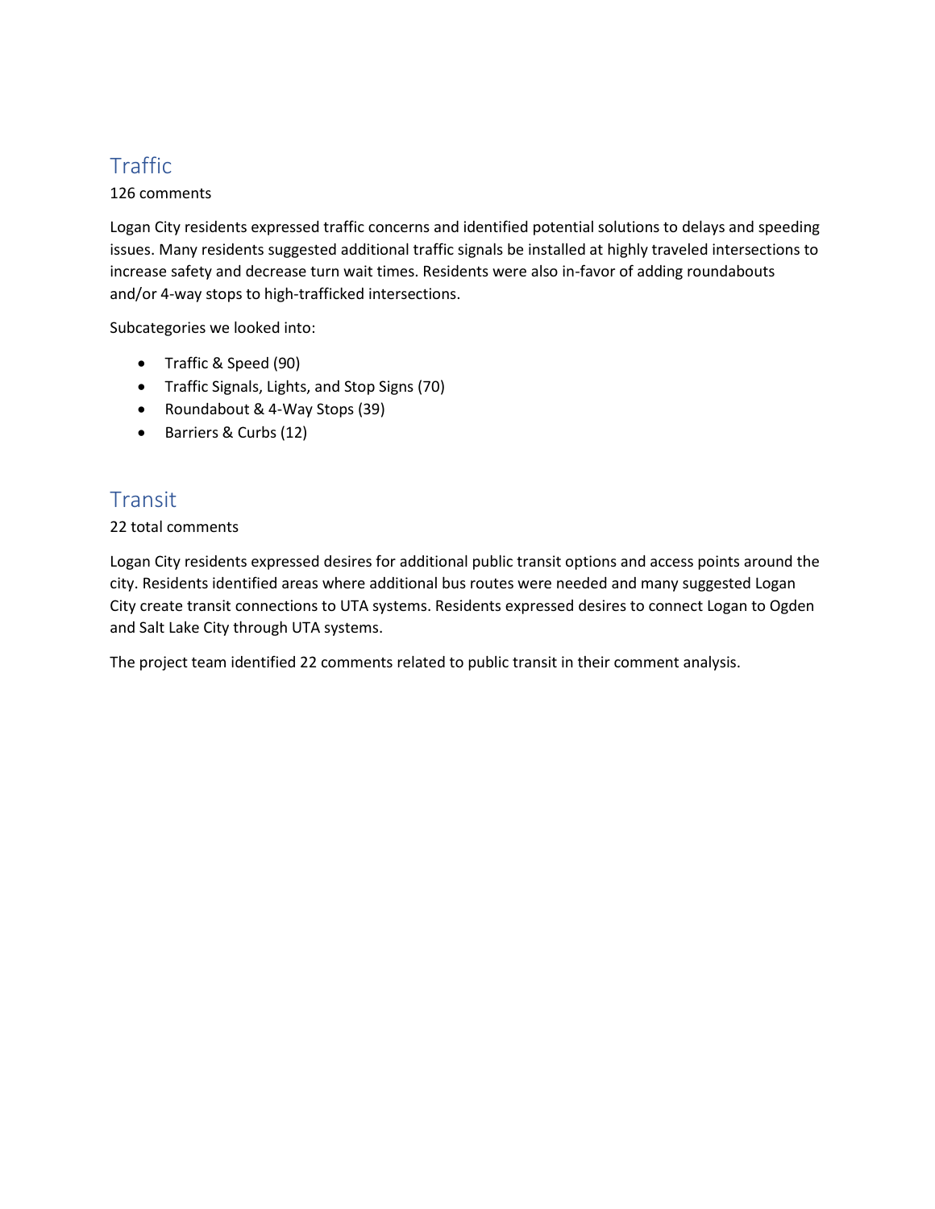## Traffic

126 comments

Logan City residents expressed traffic concerns and identified potential solutions to delays and speeding issues. Many residents suggested additional traffic signals be installed at highly traveled intersections to increase safety and decrease turn wait times. Residents were also in-favor of adding roundabouts and/or 4-way stops to high-trafficked intersections.

Subcategories we looked into:

- Traffic & Speed (90)
- Traffic Signals, Lights, and Stop Signs (70)
- Roundabout & 4-Way Stops (39)
- Barriers & Curbs (12)

## Transit

22 total comments

Logan City residents expressed desires for additional public transit options and access points around the city. Residents identified areas where additional bus routes were needed and many suggested Logan City create transit connections to UTA systems. Residents expressed desires to connect Logan to Ogden and Salt Lake City through UTA systems.

The project team identified 22 comments related to public transit in their comment analysis.